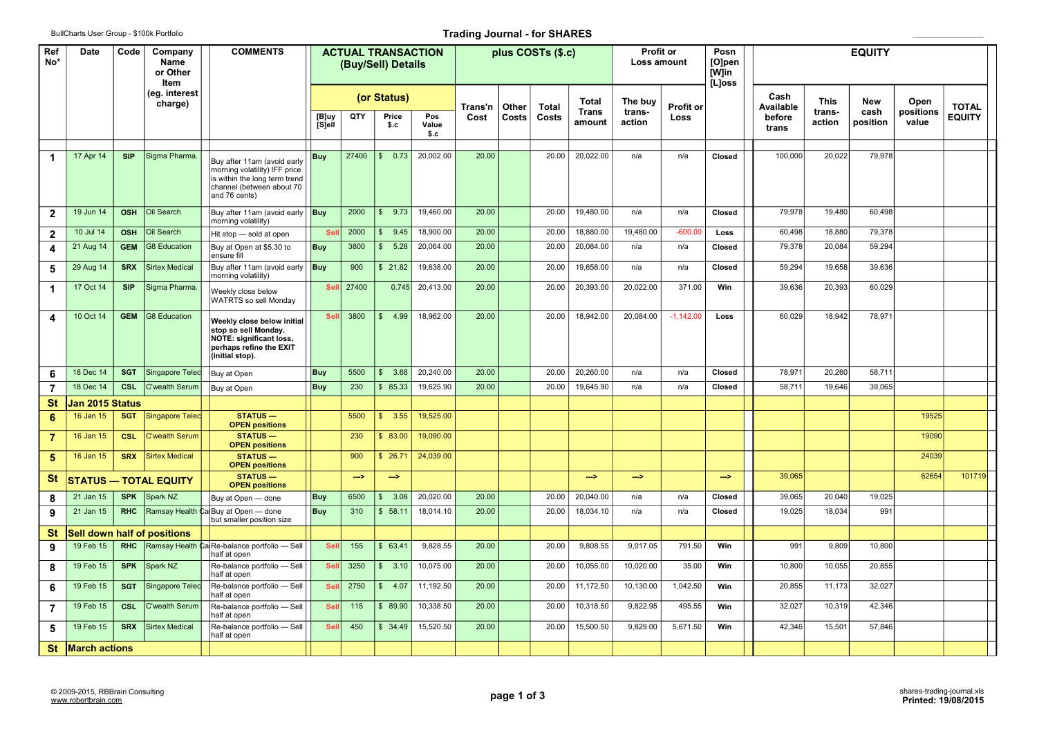BullCharts User Group - $100k Portfolio

# Trading Journal - for SHARES

| Ref No* | Date | Code | Company Name or Other Item (eg. interest charge) | COMMENTS | ACTUAL TRANSACTION (Buy/Sell) Details (or Status) | | | | plus COSTs ($.c) | | | | Profit or Loss amount | | Posn [O]pen [W]in [L]oss | EQUITY | | | | |
|---|---|---|---|---|---|---|---|---|---|---|---|---|---|---|---|---|---|---|---|---|
| | | | | | [B]uy [S]ell | QTY | Price $.c | Pos Value $.c | Trans'n Cost | Other Costs | Total Costs | Total Trans amount | The buy trans-action | Profit or Loss | | Cash Available before trans | This trans-action | New cash position | Open positions value | TOTAL EQUITY |
| 1 | 17 Apr 14 | SIP | Sigma Pharma. | Buy after 11am (avoid early morning volatility) IFF price is within the long term trend channel (between about 70 and 76 cents) | Buy | 27400 | $ 0.73 | 20,002.00 | 20.00 | | 20.00 | 20,022.00 | n/a | n/a | Closed | 100,000 | 20,022 | 79,978 | | |
| 2 | 19 Jun 14 | OSH | Oil Search | Buy after 11am (avoid early morning volatility) | Buy | 2000 | $ 9.73 | 19,460.00 | 20.00 | | 20.00 | 19,480.00 | n/a | n/a | Closed | 79,978 | 19,480 | 60,498 | | |
| 2 | 10 Jul 14 | OSH | Oil Search | Hit stop — sold at open | Sell | 2000 | $ 9.45 | 18,900.00 | 20.00 | | 20.00 | 18,880.00 | 19,480.00 | -600.00 | Loss | 60,498 | 18,880 | 79,378 | | |
| 4 | 21 Aug 14 | GEM | G8 Education | Buy at Open at $5.30 to ensure fill | Buy | 3800 | $ 5.28 | 20,064.00 | 20.00 | | 20.00 | 20,084.00 | n/a | n/a | Closed | 79,378 | 20,084 | 59,294 | | |
| 5 | 29 Aug 14 | SRX | Sirtex Medical | Buy after 11am (avoid early morning volatility) | Buy | 900 | $ 21.82 | 19,638.00 | 20.00 | | 20.00 | 19,658.00 | n/a | n/a | Closed | 59,294 | 19,658 | 39,636 | | |
| 1 | 17 Oct 14 | SIP | Sigma Pharma. | Weekly close below WATRTS so sell Monday | Sell | 27400 | 0.745 | 20,413.00 | 20.00 | | 20.00 | 20,393.00 | 20,022.00 | 371.00 | Win | 39,636 | 20,393 | 60,029 | | |
| 4 | 10 Oct 14 | GEM | G8 Education | **Weekly close below initial stop so sell Monday. NOTE: significant loss, perhaps refine the EXIT (initial stop).** | Sell | 3800 | $ 4.99 | 18,962.00 | 20.00 | | 20.00 | 18,942.00 | 20,084.00 | -1,142.00 | Loss | 60,029 | 18,942 | 78,971 | | |
| 6 | 18 Dec 14 | SGT | Singapore Telec | Buy at Open | Buy | 5500 | $ 3.68 | 20,240.00 | 20.00 | | 20.00 | 20,260.00 | n/a | n/a | Closed | 78,971 | 20,260 | 58,711 | | |
| 7 | 18 Dec 14 | CSL | C'wealth Serum | Buy at Open | Buy | 230 | $ 85.33 | 19,625.90 | 20.00 | | 20.00 | 19,645.90 | n/a | n/a | Closed | 58,711 | 19,646 | 39,065 | | |
| **St** | **Jan 2015 Status** | | | | | | | | | | | | | | | | | | | |
| 6 | 16 Jan 15 | SGT | Singapore Telec | **STATUS — OPEN positions** | | 5500 | $ 3.55 | 19,525.00 | | | | | | | | | | | 19525 | |
| 7 | 16 Jan 15 | CSL | C'wealth Serum | **STATUS — OPEN positions** | | 230 | $ 83.00 | 19,090.00 | | | | | | | | | | | 19090 | |
| 5 | 16 Jan 15 | SRX | Sirtex Medical | **STATUS — OPEN positions** | | 900 | $ 26.71 | 24,039.00 | | | | | | | | | | | 24039 | |
| **St** | **STATUS — TOTAL EQUITY** | | | **STATUS — OPEN positions** | | ---> | ---> | | | | | ---> | ---> | | ---> | 39,065 | | | 62654 | 101719 |
| 8 | 21 Jan 15 | SPK | Spark NZ | Buy at Open — done | Buy | 6500 | $ 3.08 | 20,020.00 | 20.00 | | 20.00 | 20,040.00 | n/a | n/a | Closed | 39,065 | 20,040 | 19,025 | | |
| 9 | 21 Jan 15 | RHC | Ramsay Health Ca | Buy at Open — done but smaller position size | Buy | 310 | $ 58.11 | 18,014.10 | 20.00 | | 20.00 | 18,034.10 | n/a | n/a | Closed | 19,025 | 18,034 | 991 | | |
| **St** | **Sell down half of positions** | | | | | | | | | | | | | | | | | | | |
| 9 | 19 Feb 15 | RHC | Ramsay Health Ca | Re-balance portfolio — Sell half at open | Sell | 155 | $ 63.41 | 9,828.55 | 20.00 | | 20.00 | 9,808.55 | 9,017.05 | 791.50 | Win | 991 | 9,809 | 10,800 | | |
| 8 | 19 Feb 15 | SPK | Spark NZ | Re-balance portfolio — Sell half at open | Sell | 3250 | $ 3.10 | 10,075.00 | 20.00 | | 20.00 | 10,055.00 | 10,020.00 | 35.00 | Win | 10,800 | 10,055 | 20,855 | | |
| 6 | 19 Feb 15 | SGT | Singapore Telec | Re-balance portfolio — Sell half at open | Sell | 2750 | $ 4.07 | 11,192.50 | 20.00 | | 20.00 | 11,172.50 | 10,130.00 | 1,042.50 | Win | 20,855 | 11,173 | 32,027 | | |
| 7 | 19 Feb 15 | CSL | C'wealth Serum | Re-balance portfolio — Sell half at open | Sell | 115 | $ 89.90 | 10,338.50 | 20.00 | | 20.00 | 10,318.50 | 9,822.95 | 495.55 | Win | 32,027 | 10,319 | 42,346 | | |
| 5 | 19 Feb 15 | SRX | Sirtex Medical | Re-balance portfolio — Sell half at open | Sell | 450 | $ 34.49 | 15,520.50 | 20.00 | | 20.00 | 15,500.50 | 9,829.00 | 5,671.50 | Win | 42,346 | 15,501 | 57,846 | | |
| **St** | **March actions** | | | | | | | | | | | | | | | | | | | |

© 2009-2015, RBBrain Consulting
www.robertbrain.com

shares-trading-journal.xls
**Printed: 19/08/2015**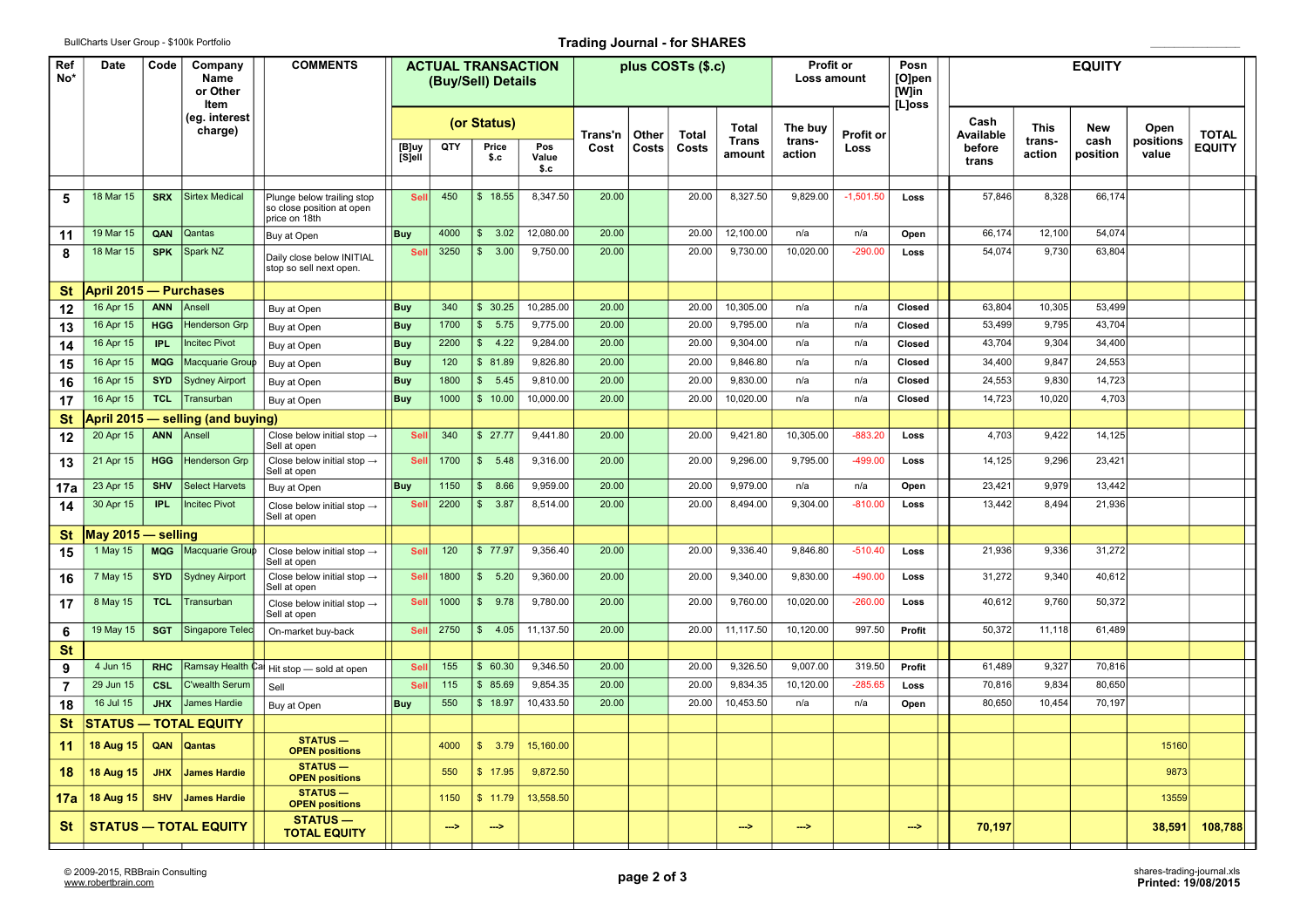BullCharts User Group - $100k Portfolio

# Trading Journal - for SHARES

| Ref No* | Date | Code | Company Name or Other Item (eg. interest charge) | COMMENTS | ACTUAL TRANSACTION (Buy/Sell) Details (or Status) | | | | plus COSTs ($.c) | | | | Profit or Loss amount | | Posn [O]pen [W]in [L]oss | EQUITY | | | | |
|---|---|---|---|---|---|---|---|---|---|---|---|---|---|---|---|---|---|---|---|---|
| | | | | | [B]uy [S]ell | QTY | Price $.c | Pos Value $.c | Trans'n Cost | Other Costs | Total Costs | Total Trans amount | The buy trans-action | Profit or Loss | | Cash Available before trans | This trans-action | New cash position | Open positions value | TOTAL EQUITY |
| 5 | 18 Mar 15 | SRX | Sirtex Medical | Plunge below trailing stop so close position at open price on 18th | Sell | 450 | $ 18.55 | 8,347.50 | 20.00 | | 20.00 | 8,327.50 | 9,829.00 | -1,501.50 | Loss | 57,846 | 8,328 | 66,174 | | |
| 11 | 19 Mar 15 | QAN | Qantas | Buy at Open | Buy | 4000 | $ 3.02 | 12,080.00 | 20.00 | | 20.00 | 12,100.00 | n/a | n/a | Open | 66,174 | 12,100 | 54,074 | | |
| 8 | 18 Mar 15 | SPK | Spark NZ | Daily close below INITIAL stop so sell next open. | Sell | 3250 | $ 3.00 | 9,750.00 | 20.00 | | 20.00 | 9,730.00 | 10,020.00 | -290.00 | Loss | 54,074 | 9,730 | 63,804 | | |
| **St** | **April 2015 — Purchases** | | | | | | | | | | | | | | | | | | | |
| 12 | 16 Apr 15 | ANN | Ansell | Buy at Open | Buy | 340 | $ 30.25 | 10,285.00 | 20.00 | | 20.00 | 10,305.00 | n/a | n/a | Closed | 63,804 | 10,305 | 53,499 | | |
| 13 | 16 Apr 15 | HGG | Henderson Grp | Buy at Open | Buy | 1700 | $ 5.75 | 9,775.00 | 20.00 | | 20.00 | 9,795.00 | n/a | n/a | Closed | 53,499 | 9,795 | 43,704 | | |
| 14 | 16 Apr 15 | IPL | Incitec Pivot | Buy at Open | Buy | 2200 | $ 4.22 | 9,284.00 | 20.00 | | 20.00 | 9,304.00 | n/a | n/a | Closed | 43,704 | 9,304 | 34,400 | | |
| 15 | 16 Apr 15 | MQG | Macquarie Group | Buy at Open | Buy | 120 | $ 81.89 | 9,826.80 | 20.00 | | 20.00 | 9,846.80 | n/a | n/a | Closed | 34,400 | 9,847 | 24,553 | | |
| 16 | 16 Apr 15 | SYD | Sydney Airport | Buy at Open | Buy | 1800 | $ 5.45 | 9,810.00 | 20.00 | | 20.00 | 9,830.00 | n/a | n/a | Closed | 24,553 | 9,830 | 14,723 | | |
| 17 | 16 Apr 15 | TCL | Transurban | Buy at Open | Buy | 1000 | $ 10.00 | 10,000.00 | 20.00 | | 20.00 | 10,020.00 | n/a | n/a | Closed | 14,723 | 10,020 | 4,703 | | |
| **St** | **April 2015 — selling (and buying)** | | | | | | | | | | | | | | | | | | | |
| 12 | 20 Apr 15 | ANN | Ansell | Close below initial stop → Sell at open | Sell | 340 | $ 27.77 | 9,441.80 | 20.00 | | 20.00 | 9,421.80 | 10,305.00 | -883.20 | Loss | 4,703 | 9,422 | 14,125 | | |
| 13 | 21 Apr 15 | HGG | Henderson Grp | Close below initial stop → Sell at open | Sell | 1700 | $ 5.48 | 9,316.00 | 20.00 | | 20.00 | 9,296.00 | 9,795.00 | -499.00 | Loss | 14,125 | 9,296 | 23,421 | | |
| 17a | 23 Apr 15 | SHV | Select Harvests | Buy at Open | Buy | 1150 | $ 8.66 | 9,959.00 | 20.00 | | 20.00 | 9,979.00 | n/a | n/a | Open | 23,421 | 9,979 | 13,442 | | |
| 14 | 30 Apr 15 | IPL | Incitec Pivot | Close below initial stop → Sell at open | Sell | 2200 | $ 3.87 | 8,514.00 | 20.00 | | 20.00 | 8,494.00 | 9,304.00 | -810.00 | Loss | 13,442 | 8,494 | 21,936 | | |
| **St** | **May 2015 — selling** | | | | | | | | | | | | | | | | | | | |
| 15 | 1 May 15 | MQG | Macquarie Group | Close below initial stop → Sell at open | Sell | 120 | $ 77.97 | 9,356.40 | 20.00 | | 20.00 | 9,336.40 | 9,846.80 | -510.40 | Loss | 21,936 | 9,336 | 31,272 | | |
| 16 | 7 May 15 | SYD | Sydney Airport | Close below initial stop → Sell at open | Sell | 1800 | $ 5.20 | 9,360.00 | 20.00 | | 20.00 | 9,340.00 | 9,830.00 | -490.00 | Loss | 31,272 | 9,340 | 40,612 | | |
| 17 | 8 May 15 | TCL | Transurban | Close below initial stop → Sell at open | Sell | 1000 | $ 9.78 | 9,780.00 | 20.00 | | 20.00 | 9,760.00 | 10,020.00 | -260.00 | Loss | 40,612 | 9,760 | 50,372 | | |
| 6 | 19 May 15 | SGT | Singapore Telec | On-market buy-back | Sell | 2750 | $ 4.05 | 11,137.50 | 20.00 | | 20.00 | 11,117.50 | 10,120.00 | 997.50 | Profit | 50,372 | 11,118 | 61,489 | | |
| **St** | | | | | | | | | | | | | | | | | | | | |
| 9 | 4 Jun 15 | RHC | Ramsay Health Ca | Hit stop — sold at open | Sell | 155 | $ 60.30 | 9,346.50 | 20.00 | | 20.00 | 9,326.50 | 9,007.00 | 319.50 | Profit | 61,489 | 9,327 | 70,816 | | |
| 7 | 29 Jun 15 | CSL | C'wealth Serum | Sell | Sell | 115 | $ 85.69 | 9,854.35 | 20.00 | | 20.00 | 9,834.35 | 10,120.00 | -285.65 | Loss | 70,816 | 9,834 | 80,650 | | |
| 18 | 16 Jul 15 | JHX | James Hardie | Buy at Open | Buy | 550 | $ 18.97 | 10,433.50 | 20.00 | | 20.00 | 10,453.50 | n/a | n/a | Open | 80,650 | 10,454 | 70,197 | | |
| **St** | **STATUS — TOTAL EQUITY** | | | | | | | | | | | | | | | | | | | |
| **11** | **18 Aug 15** | **QAN** | **Qantas** | **STATUS — OPEN positions** | | 4000 | $ 3.79 | 15,160.00 | | | | | | | | | | | 15160 | |
| **18** | **18 Aug 15** | **JHX** | **James Hardie** | **STATUS — OPEN positions** | | 550 | $ 17.95 | 9,872.50 | | | | | | | | | | | 9873 | |
| **17a** | **18 Aug 15** | **SHV** | **James Hardie** | **STATUS — OPEN positions** | | 1150 | $ 11.79 | 13,558.50 | | | | | | | | | | | 13559 | |
| **St** | **STATUS — TOTAL EQUITY** | | | **STATUS — TOTAL EQUITY** | | ---> | ---> | | | | | ---> | ---> | | ---> | **70,197** | | | **38,591** | **108,788** |

© 2009-2015, RBBrain Consulting
www.robertbrain.com

shares-trading-journal.xls
**Printed: 19/08/2015**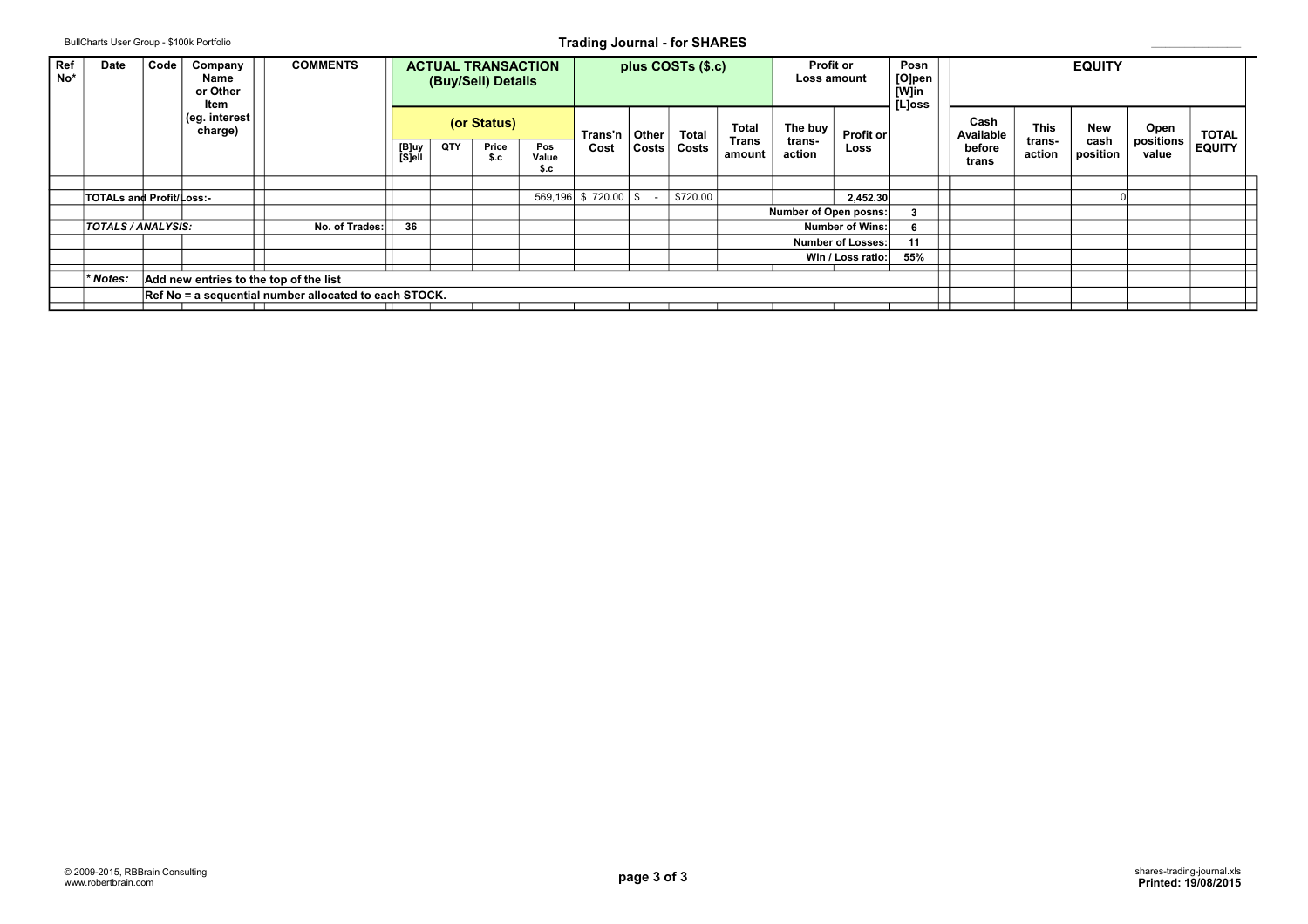## Trading Journal - for SHARES

| Ref No* | Date | Code | Company Name or Other Item (eg. interest charge) | COMMENTS | ACTUAL TRANSACTION (Buy/Sell) Details (or Status) | | | | plus COSTs ($.c) | | | | Profit or Loss amount | | Posn [O]pen [W]in [L]oss | EQUITY | | | | |
|---|---|---|---|---|---|---|---|---|---|---|---|---|---|---|---|---|---|---|---|---|
| | | | | | [B]uy [S]ell | QTY | Price $.c | Pos Value $.c | Trans'n Cost | Other Costs | Total Costs | Total Trans amount | The buy trans-action | Profit or Loss | | Cash Available before trans | This trans-action | New cash position | Open positions value | TOTAL EQUITY |
| | | | | | | | | | | | | | | | | | | | | |
| | TOTALs and Profit/Loss:- | | | | | | | 569,196 | $ 720.00 | $ - | $720.00 | | | 2,452.30 | | | | 0 | | |
| | | | | | | | | | | | | | Number of Open posns: | | 3 | | | | | |
| | TOTALS / ANALYSIS: | | | No. of Trades: | 36 | | | | | | | | Number of Wins: | | 6 | | | | | |
| | | | | | | | | | | | | | Number of Losses: | | 11 | | | | | |
| | | | | | | | | | | | | | Win / Loss ratio: | | 55% | | | | | |
| | * Notes: | Add new entries to the top of the list | | | | | | | | | | | | | | | | | | |
| | | Ref No = a sequential number allocated to each STOCK. | | | | | | | | | | | | | | | | | | |